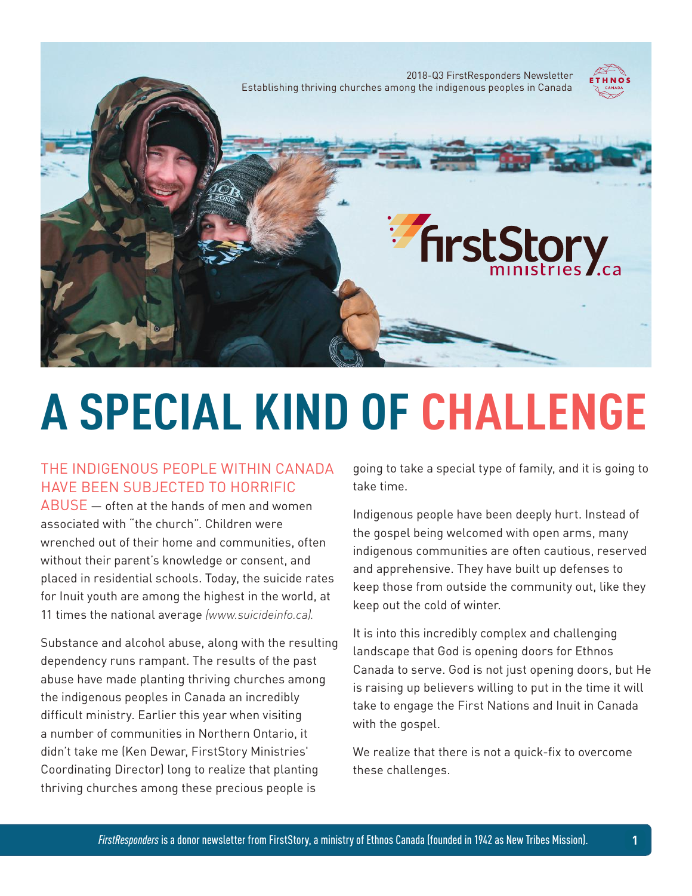2018-Q3 FirstResponders Newsletter
Establishing thriving churches among the indigenous peoples in Canada

# A SPECIAL KIND OF CHALLENGE

THE INDIGENOUS PEOPLE WITHIN CANADA HAVE BEEN SUBJECTED TO HORRIFIC ABUSE — often at the hands of men and women associated with "the church". Children were wrenched out of their home and communities, often without their parent's knowledge or consent, and placed in residential schools. Today, the suicide rates for Inuit youth are among the highest in the world, at 11 times the national average *(www.suicideinfo.ca).*

Substance and alcohol abuse, along with the resulting dependency runs rampant. The results of the past abuse have made planting thriving churches among the indigenous peoples in Canada an incredibly difficult ministry. Earlier this year when visiting a number of communities in Northern Ontario, it didn't take me (Ken Dewar, FirstStory Ministries' Coordinating Director) long to realize that planting thriving churches among these precious people is going to take a special type of family, and it is going to take time.

Indigenous people have been deeply hurt. Instead of the gospel being welcomed with open arms, many indigenous communities are often cautious, reserved and apprehensive. They have built up defenses to keep those from outside the community out, like they keep out the cold of winter.

It is into this incredibly complex and challenging landscape that God is opening doors for Ethnos Canada to serve. God is not just opening doors, but He is raising up believers willing to put in the time it will take to engage the First Nations and Inuit in Canada with the gospel.

We realize that there is not a quick-fix to overcome these challenges.

*FirstResponders* is a donor newsletter from FirstStory, a ministry of Ethnos Canada (founded in 1942 as New Tribes Mission).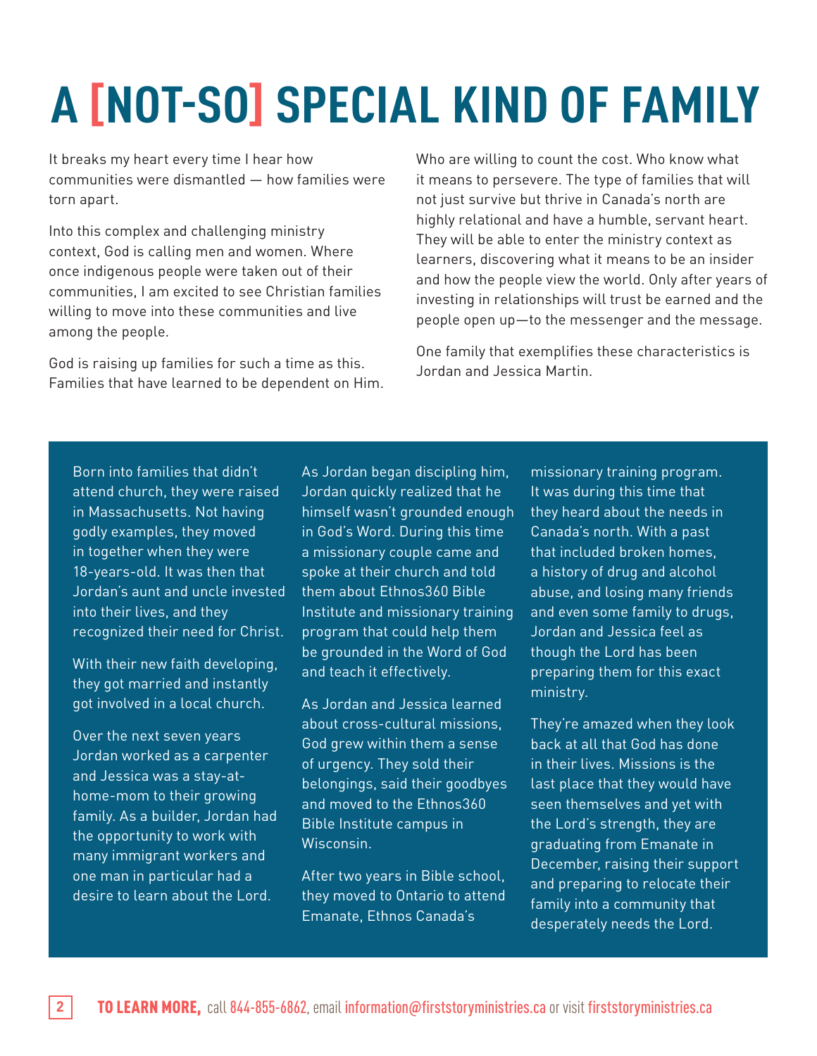# A [NOT-SO] SPECIAL KIND OF FAMILY

It breaks my heart every time I hear how communities were dismantled — how families were torn apart.

Into this complex and challenging ministry context, God is calling men and women. Where once indigenous people were taken out of their communities, I am excited to see Christian families willing to move into these communities and live among the people.

God is raising up families for such a time as this. Families that have learned to be dependent on Him. Who are willing to count the cost. Who know what it means to persevere. The type of families that will not just survive but thrive in Canada's north are highly relational and have a humble, servant heart. They will be able to enter the ministry context as learners, discovering what it means to be an insider and how the people view the world. Only after years of investing in relationships will trust be earned and the people open up—to the messenger and the message.

One family that exemplifies these characteristics is Jordan and Jessica Martin.

Born into families that didn't attend church, they were raised in Massachusetts. Not having godly examples, they moved in together when they were 18-years-old. It was then that Jordan's aunt and uncle invested into their lives, and they recognized their need for Christ.

With their new faith developing, they got married and instantly got involved in a local church.

Over the next seven years Jordan worked as a carpenter and Jessica was a stay-at-home-mom to their growing family. As a builder, Jordan had the opportunity to work with many immigrant workers and one man in particular had a desire to learn about the Lord.

As Jordan began discipling him, Jordan quickly realized that he himself wasn't grounded enough in God's Word. During this time a missionary couple came and spoke at their church and told them about Ethnos360 Bible Institute and missionary training program that could help them be grounded in the Word of God and teach it effectively.

As Jordan and Jessica learned about cross-cultural missions, God grew within them a sense of urgency. They sold their belongings, said their goodbyes and moved to the Ethnos360 Bible Institute campus in Wisconsin.

After two years in Bible school, they moved to Ontario to attend Emanate, Ethnos Canada's missionary training program. It was during this time that they heard about the needs in Canada's north. With a past that included broken homes, a history of drug and alcohol abuse, and losing many friends and even some family to drugs, Jordan and Jessica feel as though the Lord has been preparing them for this exact ministry.

They're amazed when they look back at all that God has done in their lives. Missions is the last place that they would have seen themselves and yet with the Lord's strength, they are graduating from Emanate in December, raising their support and preparing to relocate their family into a community that desperately needs the Lord.

**TO LEARN MORE,** call 844-855-6862, email information@firststoryministries.ca or visit firststoryministries.ca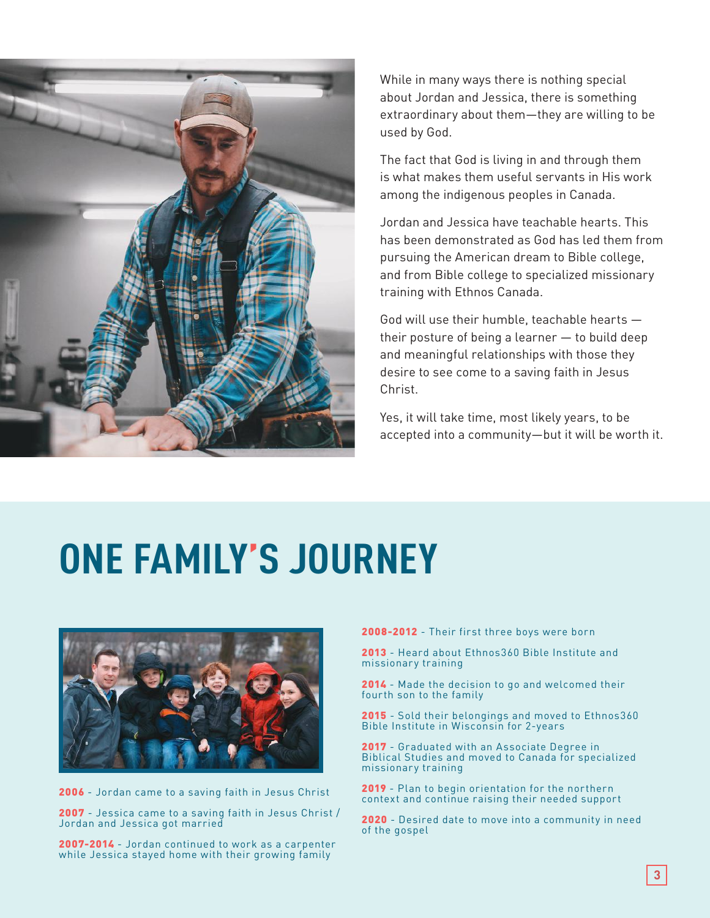While in many ways there is nothing special about Jordan and Jessica, there is something extraordinary about them—they are willing to be used by God.

The fact that God is living in and through them is what makes them useful servants in His work among the indigenous peoples in Canada.

Jordan and Jessica have teachable hearts. This has been demonstrated as God has led them from pursuing the American dream to Bible college, and from Bible college to specialized missionary training with Ethnos Canada.

God will use their humble, teachable hearts — their posture of being a learner — to build deep and meaningful relationships with those they desire to see come to a saving faith in Jesus Christ.

Yes, it will take time, most likely years, to be accepted into a community—but it will be worth it.

# ONE FAMILY'S JOURNEY

**2006** - Jordan came to a saving faith in Jesus Christ

**2007** - Jessica came to a saving faith in Jesus Christ / Jordan and Jessica got married

**2007-2014** - Jordan continued to work as a carpenter while Jessica stayed home with their growing family

**2008-2012** - Their first three boys were born

**2013** - Heard about Ethnos360 Bible Institute and missionary training

**2014** - Made the decision to go and welcomed their fourth son to the family

**2015** - Sold their belongings and moved to Ethnos360 Bible Institute in Wisconsin for 2-years

**2017** - Graduated with an Associate Degree in Biblical Studies and moved to Canada for specialized missionary training

**2019** - Plan to begin orientation for the northern context and continue raising their needed support

**2020** - Desired date to move into a community in need of the gospel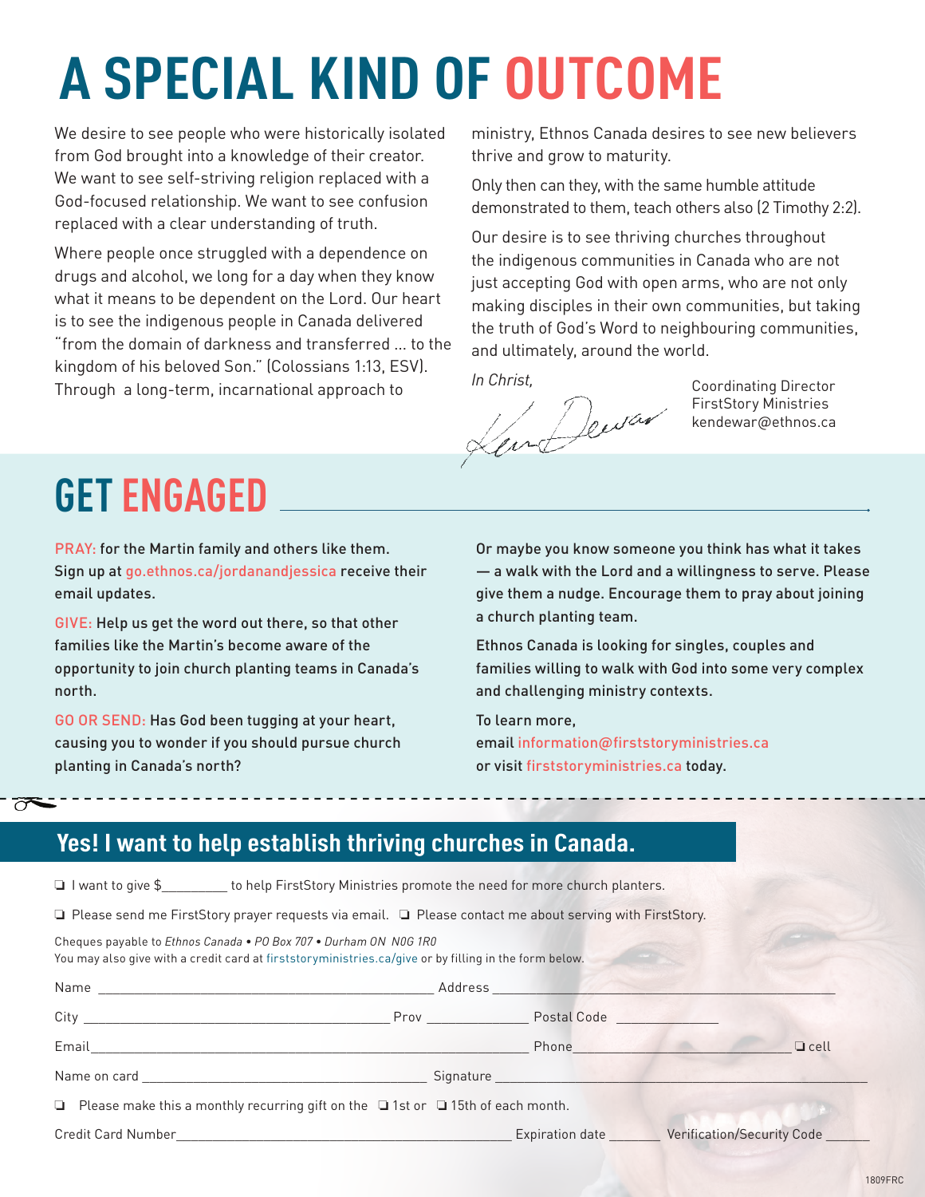# A SPECIAL KIND OF OUTCOME

We desire to see people who were historically isolated from God brought into a knowledge of their creator. We want to see self-striving religion replaced with a God-focused relationship. We want to see confusion replaced with a clear understanding of truth.

Where people once struggled with a dependence on drugs and alcohol, we long for a day when they know what it means to be dependent on the Lord. Our heart is to see the indigenous people in Canada delivered "from the domain of darkness and transferred ... to the kingdom of his beloved Son." (Colossians 1:13, ESV). Through a long-term, incarnational approach to ministry, Ethnos Canada desires to see new believers thrive and grow to maturity.

Only then can they, with the same humble attitude demonstrated to them, teach others also (2 Timothy 2:2).

Our desire is to see thriving churches throughout the indigenous communities in Canada who are not just accepting God with open arms, who are not only making disciples in their own communities, but taking the truth of God's Word to neighbouring communities, and ultimately, around the world.

*In Christ,*

Ken Dewar

Coordinating Director
FirstStory Ministries
kendewar@ethnos.ca

## GET ENGAGED

PRAY: for the Martin family and others like them. Sign up at go.ethnos.ca/jordanandjessica receive their email updates.

GIVE: Help us get the word out there, so that other families like the Martin's become aware of the opportunity to join church planting teams in Canada's north.

GO OR SEND: Has God been tugging at your heart, causing you to wonder if you should pursue church planting in Canada's north?

Or maybe you know someone you think has what it takes — a walk with the Lord and a willingness to serve. Please give them a nudge. Encourage them to pray about joining a church planting team.

Ethnos Canada is looking for singles, couples and families willing to walk with God into some very complex and challenging ministry contexts.

To learn more,
email information@firststoryministries.ca
or visit firststoryministries.ca today.

## Yes! I want to help establish thriving churches in Canada.

❑ I want to give $_________ to help FirstStory Ministries promote the need for more church planters.

❑ Please send me FirstStory prayer requests via email. ❑ Please contact me about serving with FirstStory.

Cheques payable to *Ethnos Canada • PO Box 707 • Durham ON N0G 1R0*
You may also give with a credit card at firststoryministries.ca/give or by filling in the form below.

Name ______________________ Address ______________________

City ______________________ Prov __________ Postal Code __________

Email ______________________ Phone ______________________ ❑ cell

Name on card ______________________ Signature ______________________

❑ Please make this a monthly recurring gift on the ❑ 1st or ❑ 15th of each month.

Credit Card Number ______________________ Expiration date _______ Verification/Security Code _______

1809FRC